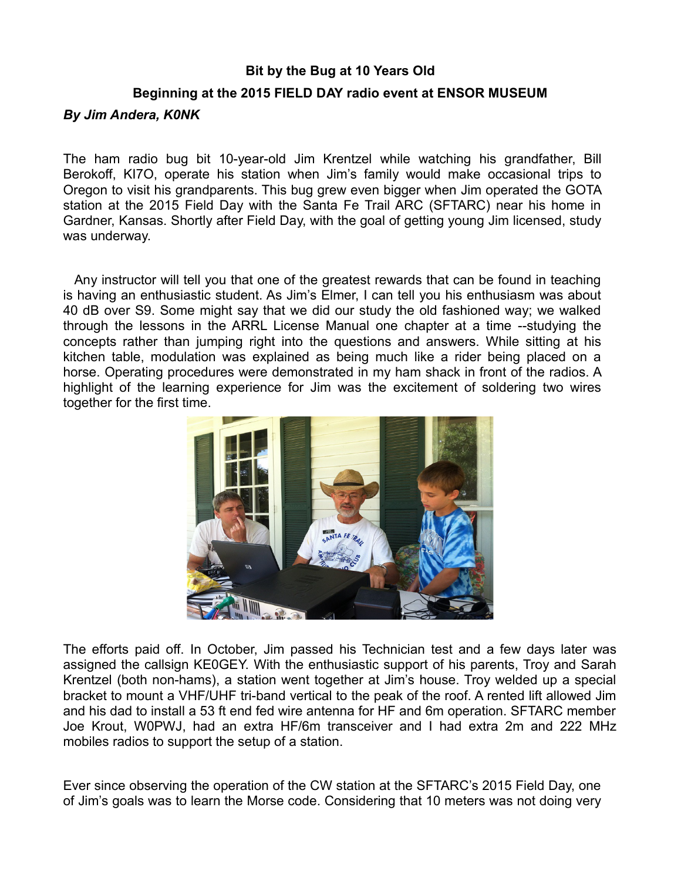**Bit by the Bug at 10 Years Old**

**Beginning at the 2015 FIELD DAY radio event at ENSOR MUSEUM**

***By Jim Andera, K0NK***

The ham radio bug bit 10-year-old Jim Krentzel while watching his grandfather, Bill Berokoff, KI7O, operate his station when Jim's family would make occasional trips to Oregon to visit his grandparents. This bug grew even bigger when Jim operated the GOTA station at the 2015 Field Day with the Santa Fe Trail ARC (SFTARC) near his home in Gardner, Kansas. Shortly after Field Day, with the goal of getting young Jim licensed, study was underway.

Any instructor will tell you that one of the greatest rewards that can be found in teaching is having an enthusiastic student. As Jim's Elmer, I can tell you his enthusiasm was about 40 dB over S9. Some might say that we did our study the old fashioned way; we walked through the lessons in the ARRL License Manual one chapter at a time --studying the concepts rather than jumping right into the questions and answers. While sitting at his kitchen table, modulation was explained as being much like a rider being placed on a horse. Operating procedures were demonstrated in my ham shack in front of the radios. A highlight of the learning experience for Jim was the excitement of soldering two wires together for the first time.

The efforts paid off. In October, Jim passed his Technician test and a few days later was assigned the callsign KE0GEY. With the enthusiastic support of his parents, Troy and Sarah Krentzel (both non-hams), a station went together at Jim's house. Troy welded up a special bracket to mount a VHF/UHF tri-band vertical to the peak of the roof. A rented lift allowed Jim and his dad to install a 53 ft end fed wire antenna for HF and 6m operation. SFTARC member Joe Krout, W0PWJ, had an extra HF/6m transceiver and I had extra 2m and 222 MHz mobiles radios to support the setup of a station.

Ever since observing the operation of the CW station at the SFTARC's 2015 Field Day, one of Jim's goals was to learn the Morse code. Considering that 10 meters was not doing very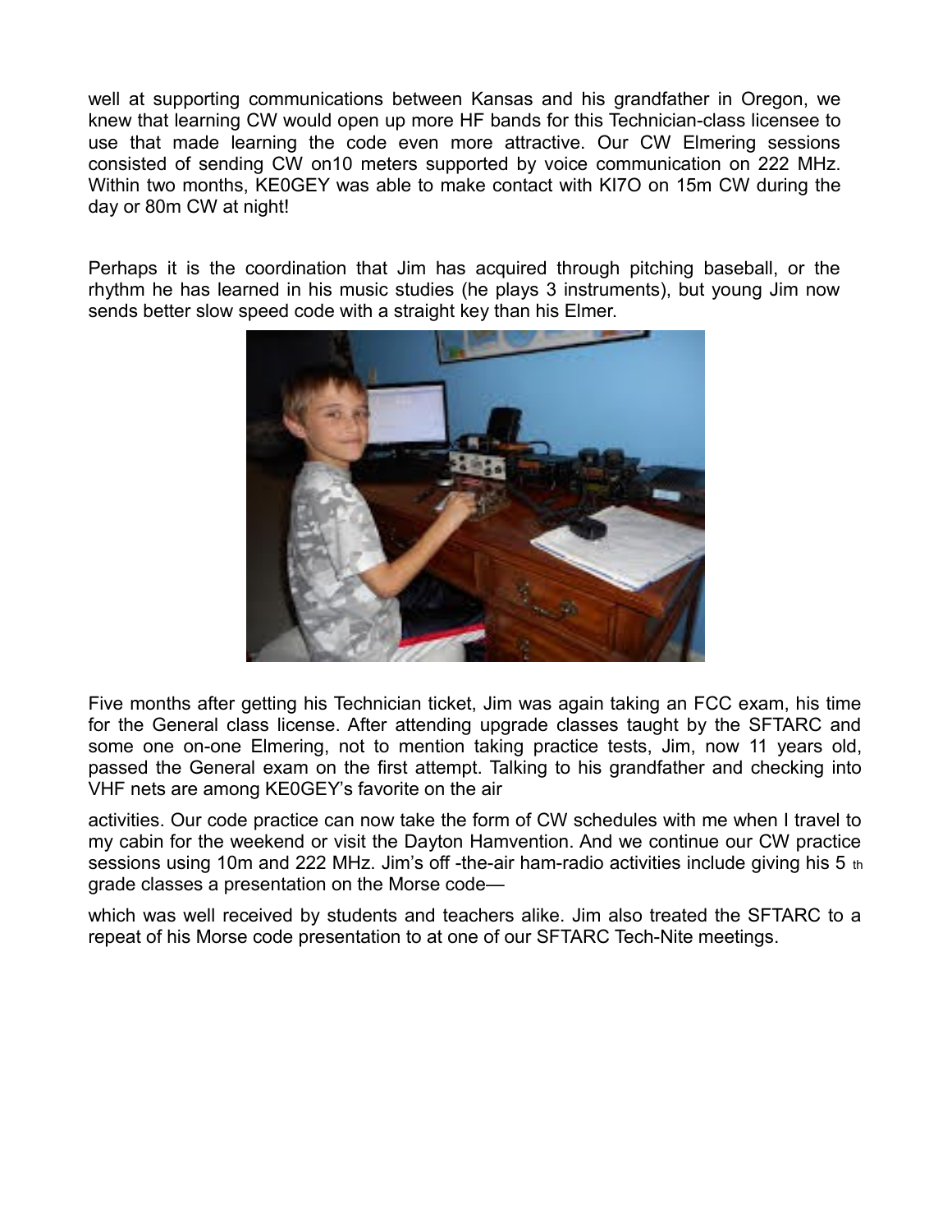well at supporting communications between Kansas and his grandfather in Oregon, we knew that learning CW would open up more HF bands for this Technician-class licensee to use that made learning the code even more attractive. Our CW Elmering sessions consisted of sending CW on10 meters supported by voice communication on 222 MHz. Within two months, KE0GEY was able to make contact with KI7O on 15m CW during the day or 80m CW at night!

Perhaps it is the coordination that Jim has acquired through pitching baseball, or the rhythm he has learned in his music studies (he plays 3 instruments), but young Jim now sends better slow speed code with a straight key than his Elmer.

Five months after getting his Technician ticket, Jim was again taking an FCC exam, his time for the General class license. After attending upgrade classes taught by the SFTARC and some one on-one Elmering, not to mention taking practice tests, Jim, now 11 years old, passed the General exam on the first attempt. Talking to his grandfather and checking into VHF nets are among KE0GEY's favorite on the air

activities. Our code practice can now take the form of CW schedules with me when I travel to my cabin for the weekend or visit the Dayton Hamvention. And we continue our CW practice sessions using 10m and 222 MHz. Jim's off -the-air ham-radio activities include giving his 5 th grade classes a presentation on the Morse code—

which was well received by students and teachers alike. Jim also treated the SFTARC to a repeat of his Morse code presentation to at one of our SFTARC Tech-Nite meetings.